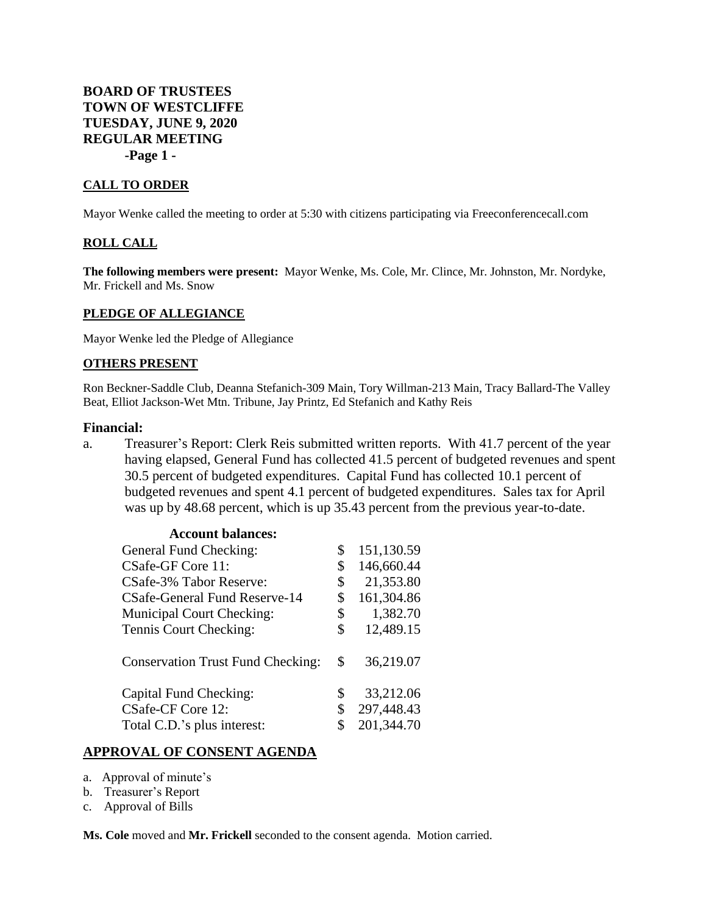# BOARD OF TRUSTEES
# TOWN OF WESTCLIFFE
# TUESDAY, JUNE 9, 2020
# REGULAR MEETING

## CALL TO ORDER

Mayor Wenke called the meeting to order at 5:30 with citizens participating via Freeconferencecall.com

## ROLL CALL

**The following members were present:** Mayor Wenke, Ms. Cole, Mr. Clince, Mr. Johnston, Mr. Nordyke, Mr. Frickell and Ms. Snow

## PLEDGE OF ALLEGIANCE

Mayor Wenke led the Pledge of Allegiance

## OTHERS PRESENT

Ron Beckner-Saddle Club, Deanna Stefanich-309 Main, Tory Willman-213 Main, Tracy Ballard-The Valley Beat, Elliot Jackson-Wet Mtn. Tribune, Jay Printz, Ed Stefanich and Kathy Reis

## Financial:

a. Treasurer's Report: Clerk Reis submitted written reports. With 41.7 percent of the year having elapsed, General Fund has collected 41.5 percent of budgeted revenues and spent 30.5 percent of budgeted expenditures. Capital Fund has collected 10.1 percent of budgeted revenues and spent 4.1 percent of budgeted expenditures. Sales tax for April was up by 48.68 percent, which is up 35.43 percent from the previous year-to-date.

**Account balances:**

| Account | | Balance |
|---|---|---|
| General Fund Checking: | $ | 151,130.59 |
| CSafe-GF Core 11: | $ | 146,660.44 |
| CSafe-3% Tabor Reserve: | $ | 21,353.80 |
| CSafe-General Fund Reserve-14 | $ | 161,304.86 |
| Municipal Court Checking: | $ | 1,382.70 |
| Tennis Court Checking: | $ | 12,489.15 |
| Conservation Trust Fund Checking: | $ | 36,219.07 |
| Capital Fund Checking: | $ | 33,212.06 |
| CSafe-CF Core 12: | $ | 297,448.43 |
| Total C.D.'s plus interest: | $ | 201,344.70 |

## APPROVAL OF CONSENT AGENDA

a. Approval of minute's
b. Treasurer's Report
c. Approval of Bills

**Ms. Cole** moved and **Mr. Frickell** seconded to the consent agenda. Motion carried.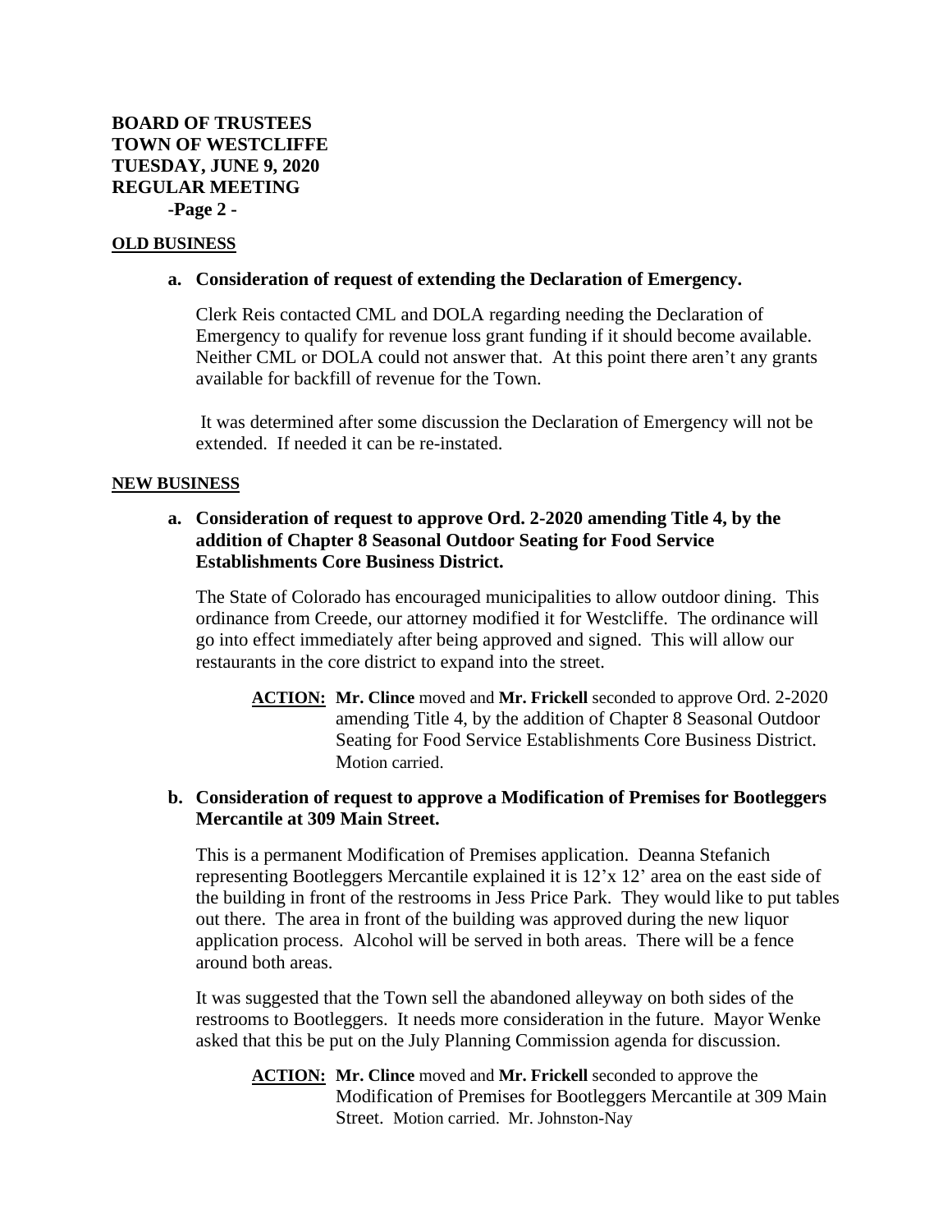**BOARD OF TRUSTEES**
**TOWN OF WESTCLIFFE**
**TUESDAY, JUNE 9, 2020**
**REGULAR MEETING**

## OLD BUSINESS

**a. Consideration of request of extending the Declaration of Emergency.**

Clerk Reis contacted CML and DOLA regarding needing the Declaration of Emergency to qualify for revenue loss grant funding if it should become available. Neither CML or DOLA could not answer that. At this point there aren't any grants available for backfill of revenue for the Town.

It was determined after some discussion the Declaration of Emergency will not be extended. If needed it can be re-instated.

## NEW BUSINESS

**a. Consideration of request to approve Ord. 2-2020 amending Title 4, by the addition of Chapter 8 Seasonal Outdoor Seating for Food Service Establishments Core Business District.**

The State of Colorado has encouraged municipalities to allow outdoor dining. This ordinance from Creede, our attorney modified it for Westcliffe. The ordinance will go into effect immediately after being approved and signed. This will allow our restaurants in the core district to expand into the street.

> **ACTION:** **Mr. Clince** moved and **Mr. Frickell** seconded to approve Ord. 2-2020 amending Title 4, by the addition of Chapter 8 Seasonal Outdoor Seating for Food Service Establishments Core Business District. Motion carried.

**b. Consideration of request to approve a Modification of Premises for Bootleggers Mercantile at 309 Main Street.**

This is a permanent Modification of Premises application. Deanna Stefanich representing Bootleggers Mercantile explained it is 12'x 12' area on the east side of the building in front of the restrooms in Jess Price Park. They would like to put tables out there. The area in front of the building was approved during the new liquor application process. Alcohol will be served in both areas. There will be a fence around both areas.

It was suggested that the Town sell the abandoned alleyway on both sides of the restrooms to Bootleggers. It needs more consideration in the future. Mayor Wenke asked that this be put on the July Planning Commission agenda for discussion.

> **ACTION:** **Mr. Clince** moved and **Mr. Frickell** seconded to approve the Modification of Premises for Bootleggers Mercantile at 309 Main Street. Motion carried. Mr. Johnston-Nay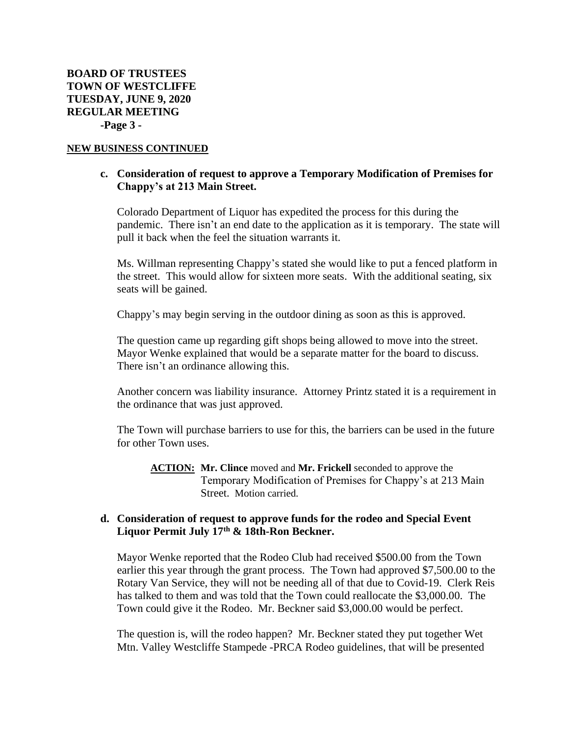**BOARD OF TRUSTEES**
**TOWN OF WESTCLIFFE**
**TUESDAY, JUNE 9, 2020**
**REGULAR MEETING**
**-Page 3 -**

**NEW BUSINESS CONTINUED**

**c. Consideration of request to approve a Temporary Modification of Premises for Chappy's at 213 Main Street.**

Colorado Department of Liquor has expedited the process for this during the pandemic. There isn't an end date to the application as it is temporary. The state will pull it back when the feel the situation warrants it.

Ms. Willman representing Chappy's stated she would like to put a fenced platform in the street. This would allow for sixteen more seats. With the additional seating, six seats will be gained.

Chappy's may begin serving in the outdoor dining as soon as this is approved.

The question came up regarding gift shops being allowed to move into the street. Mayor Wenke explained that would be a separate matter for the board to discuss. There isn't an ordinance allowing this.

Another concern was liability insurance. Attorney Printz stated it is a requirement in the ordinance that was just approved.

The Town will purchase barriers to use for this, the barriers can be used in the future for other Town uses.

> **ACTION:** **Mr. Clince** moved and **Mr. Frickell** seconded to approve the Temporary Modification of Premises for Chappy's at 213 Main Street. Motion carried.

**d. Consideration of request to approve funds for the rodeo and Special Event Liquor Permit July 17th & 18th-Ron Beckner.**

Mayor Wenke reported that the Rodeo Club had received $500.00 from the Town earlier this year through the grant process. The Town had approved $7,500.00 to the Rotary Van Service, they will not be needing all of that due to Covid-19. Clerk Reis has talked to them and was told that the Town could reallocate the $3,000.00. The Town could give it the Rodeo. Mr. Beckner said $3,000.00 would be perfect.

The question is, will the rodeo happen? Mr. Beckner stated they put together Wet Mtn. Valley Westcliffe Stampede -PRCA Rodeo guidelines, that will be presented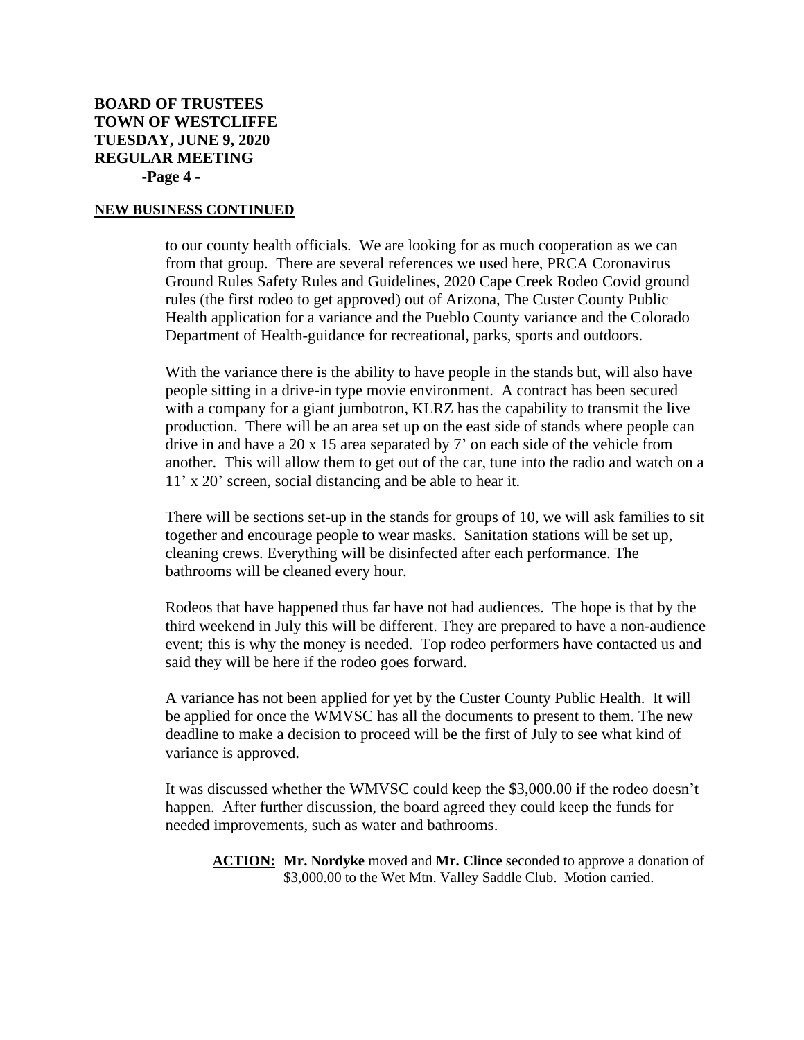## NEW BUSINESS CONTINUED

to our county health officials. We are looking for as much cooperation as we can from that group. There are several references we used here, PRCA Coronavirus Ground Rules Safety Rules and Guidelines, 2020 Cape Creek Rodeo Covid ground rules (the first rodeo to get approved) out of Arizona, The Custer County Public Health application for a variance and the Pueblo County variance and the Colorado Department of Health-guidance for recreational, parks, sports and outdoors.

With the variance there is the ability to have people in the stands but, will also have people sitting in a drive-in type movie environment. A contract has been secured with a company for a giant jumbotron, KLRZ has the capability to transmit the live production. There will be an area set up on the east side of stands where people can drive in and have a 20 x 15 area separated by 7' on each side of the vehicle from another. This will allow them to get out of the car, tune into the radio and watch on a 11' x 20' screen, social distancing and be able to hear it.

There will be sections set-up in the stands for groups of 10, we will ask families to sit together and encourage people to wear masks. Sanitation stations will be set up, cleaning crews. Everything will be disinfected after each performance. The bathrooms will be cleaned every hour.

Rodeos that have happened thus far have not had audiences. The hope is that by the third weekend in July this will be different. They are prepared to have a non-audience event; this is why the money is needed. Top rodeo performers have contacted us and said they will be here if the rodeo goes forward.

A variance has not been applied for yet by the Custer County Public Health. It will be applied for once the WMVSC has all the documents to present to them. The new deadline to make a decision to proceed will be the first of July to see what kind of variance is approved.

It was discussed whether the WMVSC could keep the $3,000.00 if the rodeo doesn't happen. After further discussion, the board agreed they could keep the funds for needed improvements, such as water and bathrooms.

**ACTION:** **Mr. Nordyke** moved and **Mr. Clince** seconded to approve a donation of $3,000.00 to the Wet Mtn. Valley Saddle Club. Motion carried.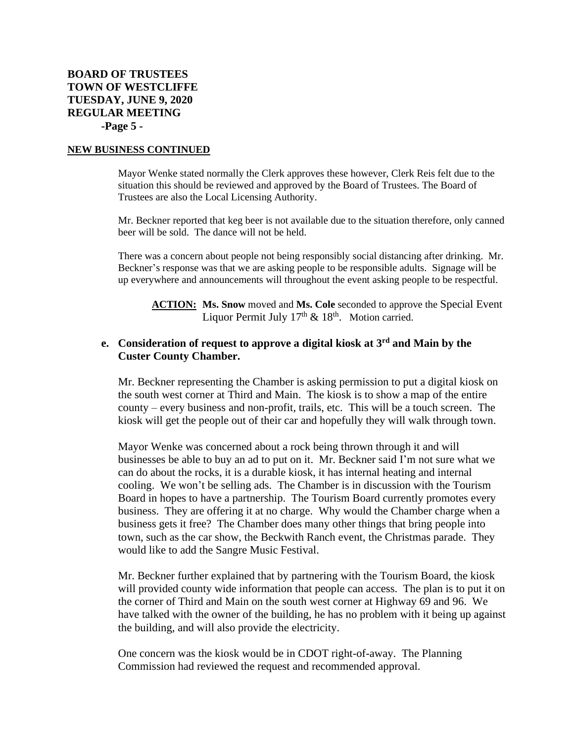**BOARD OF TRUSTEES**
**TOWN OF WESTCLIFFE**
**TUESDAY, JUNE 9, 2020**
**REGULAR MEETING**

## NEW BUSINESS CONTINUED

Mayor Wenke stated normally the Clerk approves these however, Clerk Reis felt due to the situation this should be reviewed and approved by the Board of Trustees. The Board of Trustees are also the Local Licensing Authority.

Mr. Beckner reported that keg beer is not available due to the situation therefore, only canned beer will be sold. The dance will not be held.

There was a concern about people not being responsibly social distancing after drinking. Mr. Beckner's response was that we are asking people to be responsible adults. Signage will be up everywhere and announcements will throughout the event asking people to be respectful.

> **ACTION:** **Ms. Snow** moved and **Ms. Cole** seconded to approve the Special Event Liquor Permit July 17th & 18th. Motion carried.

### e. Consideration of request to approve a digital kiosk at 3rd and Main by the Custer County Chamber.

Mr. Beckner representing the Chamber is asking permission to put a digital kiosk on the south west corner at Third and Main. The kiosk is to show a map of the entire county – every business and non-profit, trails, etc. This will be a touch screen. The kiosk will get the people out of their car and hopefully they will walk through town.

Mayor Wenke was concerned about a rock being thrown through it and will businesses be able to buy an ad to put on it. Mr. Beckner said I'm not sure what we can do about the rocks, it is a durable kiosk, it has internal heating and internal cooling. We won't be selling ads. The Chamber is in discussion with the Tourism Board in hopes to have a partnership. The Tourism Board currently promotes every business. They are offering it at no charge. Why would the Chamber charge when a business gets it free? The Chamber does many other things that bring people into town, such as the car show, the Beckwith Ranch event, the Christmas parade. They would like to add the Sangre Music Festival.

Mr. Beckner further explained that by partnering with the Tourism Board, the kiosk will provided county wide information that people can access. The plan is to put it on the corner of Third and Main on the south west corner at Highway 69 and 96. We have talked with the owner of the building, he has no problem with it being up against the building, and will also provide the electricity.

One concern was the kiosk would be in CDOT right-of-away. The Planning Commission had reviewed the request and recommended approval.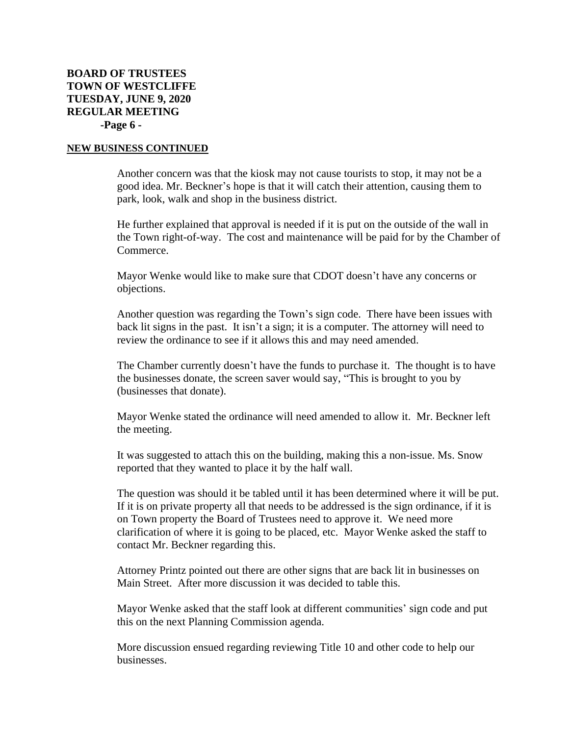## NEW BUSINESS CONTINUED

Another concern was that the kiosk may not cause tourists to stop, it may not be a good idea. Mr. Beckner's hope is that it will catch their attention, causing them to park, look, walk and shop in the business district.

He further explained that approval is needed if it is put on the outside of the wall in the Town right-of-way. The cost and maintenance will be paid for by the Chamber of Commerce.

Mayor Wenke would like to make sure that CDOT doesn't have any concerns or objections.

Another question was regarding the Town's sign code. There have been issues with back lit signs in the past. It isn't a sign; it is a computer. The attorney will need to review the ordinance to see if it allows this and may need amended.

The Chamber currently doesn't have the funds to purchase it. The thought is to have the businesses donate, the screen saver would say, "This is brought to you by (businesses that donate).

Mayor Wenke stated the ordinance will need amended to allow it. Mr. Beckner left the meeting.

It was suggested to attach this on the building, making this a non-issue. Ms. Snow reported that they wanted to place it by the half wall.

The question was should it be tabled until it has been determined where it will be put. If it is on private property all that needs to be addressed is the sign ordinance, if it is on Town property the Board of Trustees need to approve it. We need more clarification of where it is going to be placed, etc. Mayor Wenke asked the staff to contact Mr. Beckner regarding this.

Attorney Printz pointed out there are other signs that are back lit in businesses on Main Street. After more discussion it was decided to table this.

Mayor Wenke asked that the staff look at different communities' sign code and put this on the next Planning Commission agenda.

More discussion ensued regarding reviewing Title 10 and other code to help our businesses.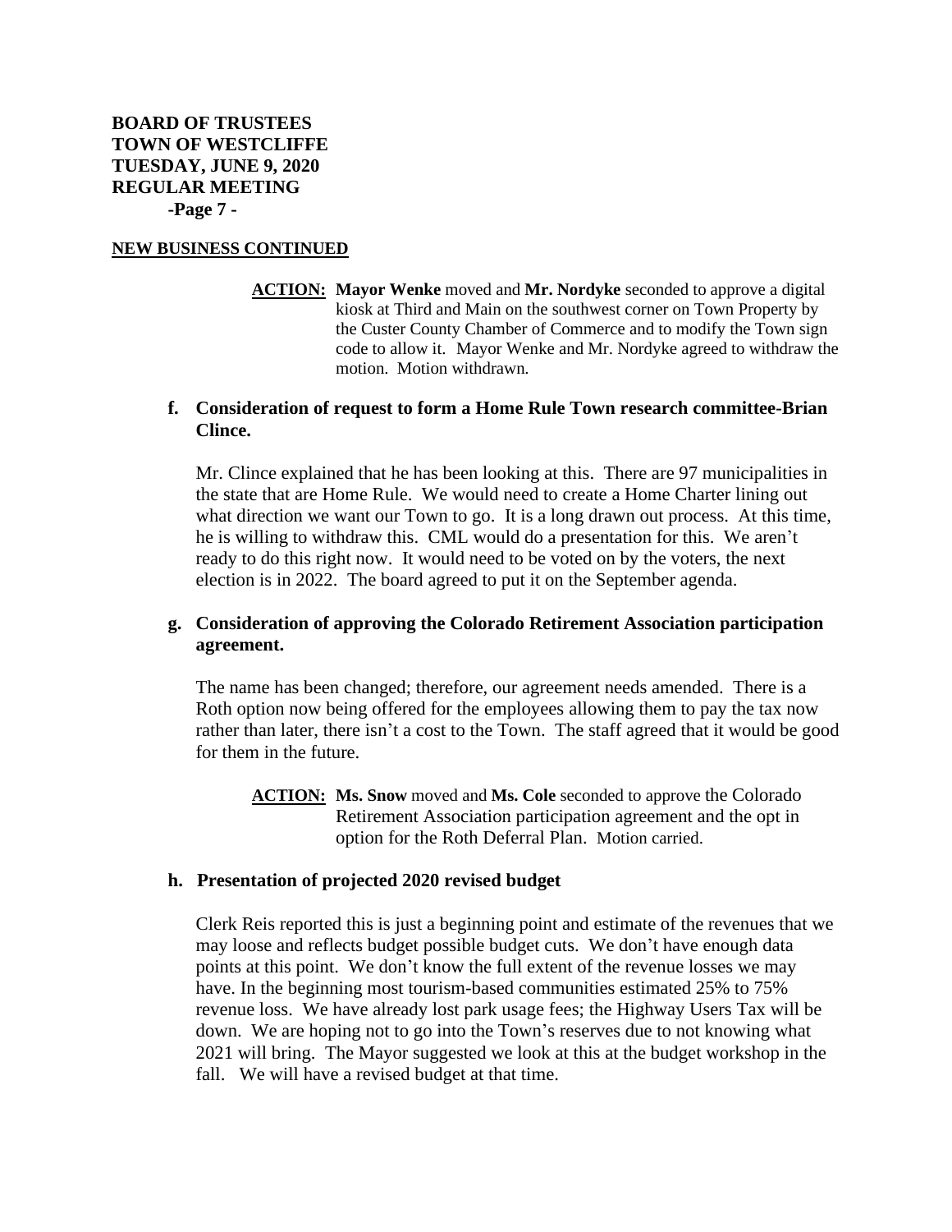**NEW BUSINESS CONTINUED**

> **ACTION:** **Mayor Wenke** moved and **Mr. Nordyke** seconded to approve a digital kiosk at Third and Main on the southwest corner on Town Property by the Custer County Chamber of Commerce and to modify the Town sign code to allow it. Mayor Wenke and Mr. Nordyke agreed to withdraw the motion. Motion withdrawn.

**f. Consideration of request to form a Home Rule Town research committee-Brian Clince.**

Mr. Clince explained that he has been looking at this. There are 97 municipalities in the state that are Home Rule. We would need to create a Home Charter lining out what direction we want our Town to go. It is a long drawn out process. At this time, he is willing to withdraw this. CML would do a presentation for this. We aren't ready to do this right now. It would need to be voted on by the voters, the next election is in 2022. The board agreed to put it on the September agenda.

**g. Consideration of approving the Colorado Retirement Association participation agreement.**

The name has been changed; therefore, our agreement needs amended. There is a Roth option now being offered for the employees allowing them to pay the tax now rather than later, there isn't a cost to the Town. The staff agreed that it would be good for them in the future.

> **ACTION:** **Ms. Snow** moved and **Ms. Cole** seconded to approve the Colorado Retirement Association participation agreement and the opt in option for the Roth Deferral Plan. Motion carried.

**h. Presentation of projected 2020 revised budget**

Clerk Reis reported this is just a beginning point and estimate of the revenues that we may loose and reflects budget possible budget cuts. We don't have enough data points at this point. We don't know the full extent of the revenue losses we may have. In the beginning most tourism-based communities estimated 25% to 75% revenue loss. We have already lost park usage fees; the Highway Users Tax will be down. We are hoping not to go into the Town's reserves due to not knowing what 2021 will bring. The Mayor suggested we look at this at the budget workshop in the fall. We will have a revised budget at that time.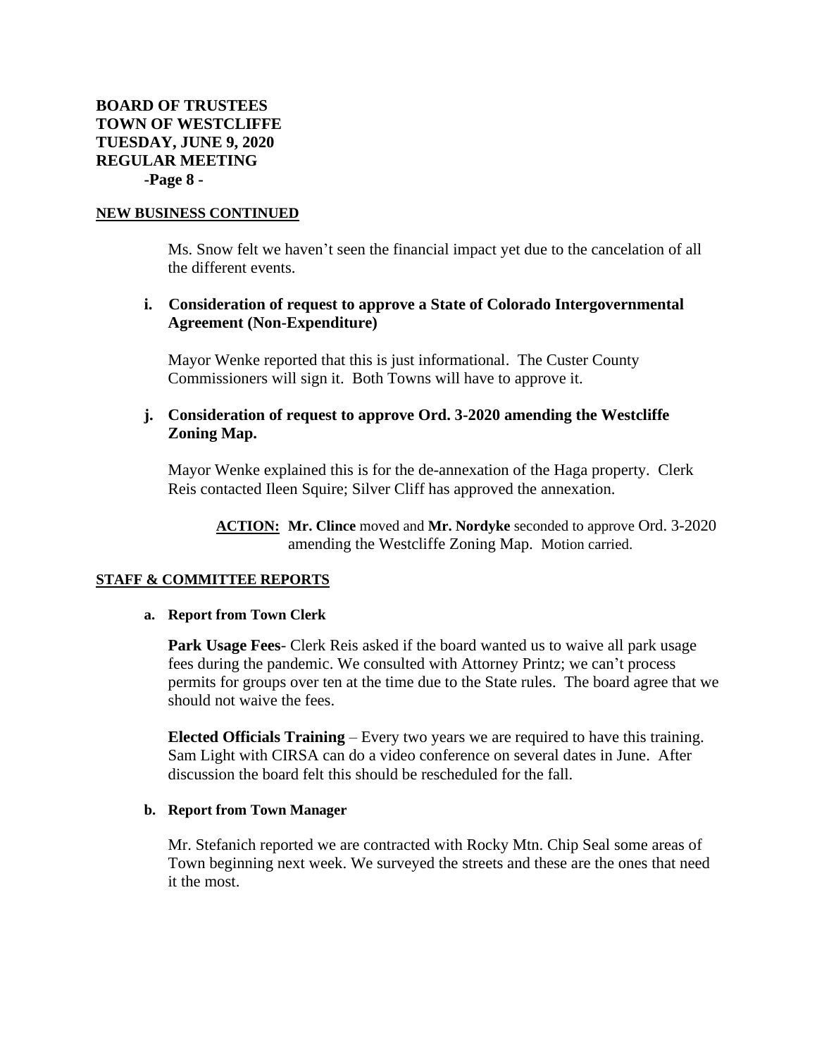**BOARD OF TRUSTEES**
**TOWN OF WESTCLIFFE**
**TUESDAY, JUNE 9, 2020**
**REGULAR MEETING**
**-Page 8 -**

**NEW BUSINESS CONTINUED**

Ms. Snow felt we haven't seen the financial impact yet due to the cancelation of all the different events.

**i. Consideration of request to approve a State of Colorado Intergovernmental Agreement (Non-Expenditure)**

Mayor Wenke reported that this is just informational. The Custer County Commissioners will sign it. Both Towns will have to approve it.

**j. Consideration of request to approve Ord. 3-2020 amending the Westcliffe Zoning Map.**

Mayor Wenke explained this is for the de-annexation of the Haga property. Clerk Reis contacted Ileen Squire; Silver Cliff has approved the annexation.

**ACTION:** **Mr. Clince** moved and **Mr. Nordyke** seconded to approve Ord. 3-2020 amending the Westcliffe Zoning Map. Motion carried.

**STAFF & COMMITTEE REPORTS**

**a. Report from Town Clerk**

**Park Usage Fees**- Clerk Reis asked if the board wanted us to waive all park usage fees during the pandemic. We consulted with Attorney Printz; we can't process permits for groups over ten at the time due to the State rules. The board agree that we should not waive the fees.

**Elected Officials Training** – Every two years we are required to have this training. Sam Light with CIRSA can do a video conference on several dates in June. After discussion the board felt this should be rescheduled for the fall.

**b. Report from Town Manager**

Mr. Stefanich reported we are contracted with Rocky Mtn. Chip Seal some areas of Town beginning next week. We surveyed the streets and these are the ones that need it the most.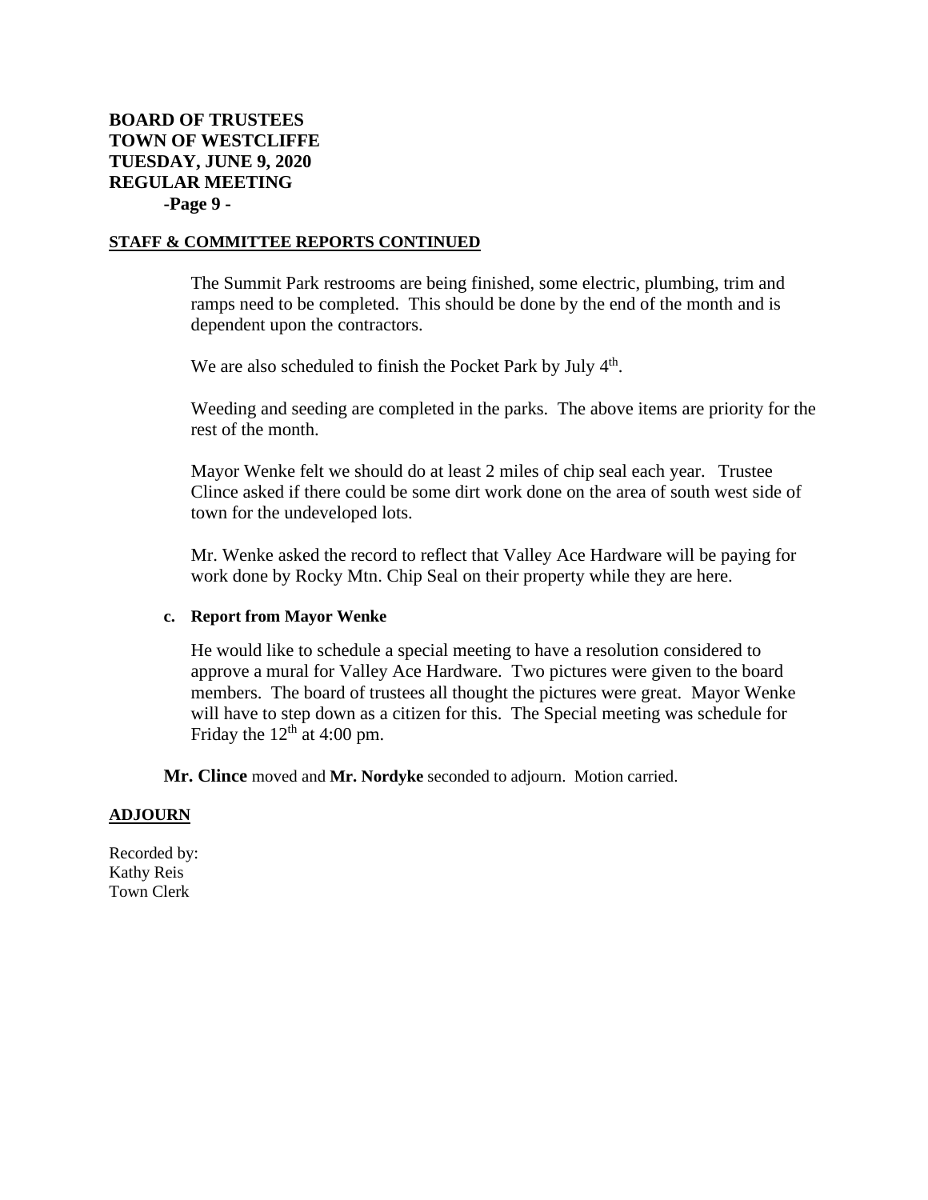**BOARD OF TRUSTEES**
**TOWN OF WESTCLIFFE**
**TUESDAY, JUNE 9, 2020**
**REGULAR MEETING**

## STAFF & COMMITTEE REPORTS CONTINUED

The Summit Park restrooms are being finished, some electric, plumbing, trim and ramps need to be completed. This should be done by the end of the month and is dependent upon the contractors.

We are also scheduled to finish the Pocket Park by July 4th.

Weeding and seeding are completed in the parks. The above items are priority for the rest of the month.

Mayor Wenke felt we should do at least 2 miles of chip seal each year. Trustee Clince asked if there could be some dirt work done on the area of south west side of town for the undeveloped lots.

Mr. Wenke asked the record to reflect that Valley Ace Hardware will be paying for work done by Rocky Mtn. Chip Seal on their property while they are here.

**c. Report from Mayor Wenke**

He would like to schedule a special meeting to have a resolution considered to approve a mural for Valley Ace Hardware. Two pictures were given to the board members. The board of trustees all thought the pictures were great. Mayor Wenke will have to step down as a citizen for this. The Special meeting was schedule for Friday the 12th at 4:00 pm.

**Mr. Clince** moved and **Mr. Nordyke** seconded to adjourn. Motion carried.

## ADJOURN

Recorded by:
Kathy Reis
Town Clerk